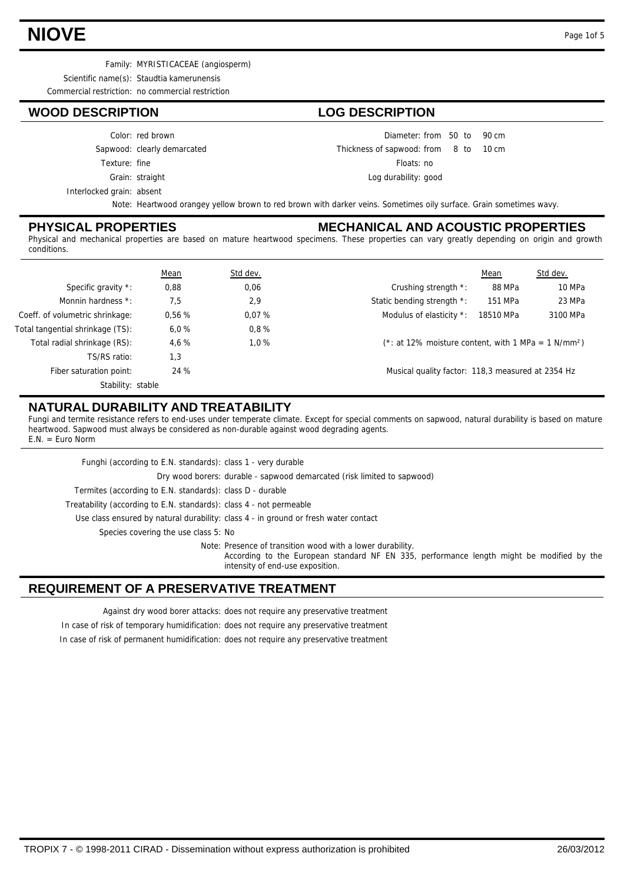# NIOVE

Family: MYRISTICACEAE (angiosperm)

Scientific name(s): Staudtia kamerunensis

Commercial restriction: no commercial restriction

## WOOD DESCRIPTION

Color: red brown

Sapwood: clearly demarcated

Texture: fine

Grain: straight

Interlocked grain: absent

## LOG DESCRIPTION

Diameter: from 50 to 90 cm

Thickness of sapwood: from 8 to 10 cm

Floats: no

Log durability: good

Note: Heartwood orangey yellow brown to red brown with darker veins. Sometimes oily surface. Grain sometimes wavy.

## PHYSICAL PROPERTIES

## MECHANICAL AND ACOUSTIC PROPERTIES

Physical and mechanical properties are based on mature heartwood specimens. These properties can vary greatly depending on origin and growth conditions.

| | Mean | Std dev. |
|---|---|---|
| Specific gravity *: | 0,88 | 0,06 |
| Monnin hardness *: | 7,5 | 2,9 |
| Coeff. of volumetric shrinkage: | 0,56 % | 0,07 % |
| Total tangential shrinkage (TS): | 6,0 % | 0,8 % |
| Total radial shrinkage (RS): | 4,6 % | 1,0 % |
| TS/RS ratio: | 1,3 | |
| Fiber saturation point: | 24 % | |
| Stability: | stable | |

| | Mean | Std dev. |
|---|---|---|
| Crushing strength *: | 88 MPa | 10 MPa |
| Static bending strength *: | 151 MPa | 23 MPa |
| Modulus of elasticity *: | 18510 MPa | 3100 MPa |

(*: at 12% moisture content, with 1 MPa = 1 $N/mm^2$)

Musical quality factor: 118,3 measured at 2354 Hz

## NATURAL DURABILITY AND TREATABILITY

Fungi and termite resistance refers to end-uses under temperate climate. Except for special comments on sapwood, natural durability is based on mature heartwood. Sapwood must always be considered as non-durable against wood degrading agents.
E.N. = Euro Norm

Funghi (according to E.N. standards): class 1 - very durable

Dry wood borers: durable - sapwood demarcated (risk limited to sapwood)

Termites (according to E.N. standards): class D - durable

Treatability (according to E.N. standards): class 4 - not permeable

Use class ensured by natural durability: class 4 - in ground or fresh water contact

Species covering the use class 5: No

Note: Presence of transition wood with a lower durability.
According to the European standard NF EN 335, performance length might be modified by the intensity of end-use exposition.

## REQUIREMENT OF A PRESERVATIVE TREATMENT

Against dry wood borer attacks: does not require any preservative treatment

In case of risk of temporary humidification: does not require any preservative treatment

In case of risk of permanent humidification: does not require any preservative treatment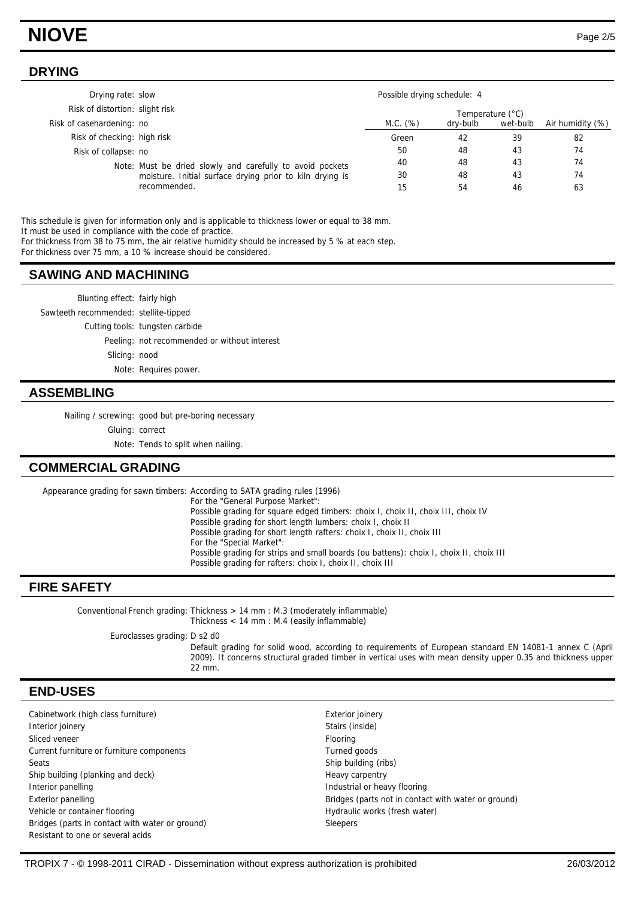## DRYING

Drying rate: slow

Risk of distortion: slight risk

Risk of casehardening: no

Risk of checking: high risk

Risk of collapse: no

Note: Must be dried slowly and carefully to avoid pockets moisture. Initial surface drying prior to kiln drying is recommended.

Possible drying schedule: 4

| M.C. (%) | Temperature (°C) dry-bulb | Temperature (°C) wet-bulb | Air humidity (%) |
|---|---|---|---|
| Green | 42 | 39 | 82 |
| 50 | 48 | 43 | 74 |
| 40 | 48 | 43 | 74 |
| 30 | 48 | 43 | 74 |
| 15 | 54 | 46 | 63 |

This schedule is given for information only and is applicable to thickness lower or equal to 38 mm.
It must be used in compliance with the code of practice.
For thickness from 38 to 75 mm, the air relative humidity should be increased by 5 % at each step.
For thickness over 75 mm, a 10 % increase should be considered.

## SAWING AND MACHINING

Blunting effect: fairly high

Sawteeth recommended: stellite-tipped

Cutting tools: tungsten carbide

Peeling: not recommended or without interest

Slicing: nood

Note: Requires power.

## ASSEMBLING

Nailing / screwing: good but pre-boring necessary

Gluing: correct

Note: Tends to split when nailing.

## COMMERCIAL GRADING

Appearance grading for sawn timbers: According to SATA grading rules (1996)
For the "General Purpose Market":
Possible grading for square edged timbers: choix I, choix II, choix III, choix IV
Possible grading for short length lumbers: choix I, choix II
Possible grading for short length rafters: choix I, choix II, choix III
For the "Special Market":
Possible grading for strips and small boards (ou battens): choix I, choix II, choix III
Possible grading for rafters: choix I, choix II, choix III

## FIRE SAFETY

Conventional French grading: Thickness > 14 mm : M.3 (moderately inflammable)
Thickness < 14 mm : M.4 (easily inflammable)

Euroclasses grading: D s2 d0
Default grading for solid wood, according to requirements of European standard EN 14081-1 annex C (April 2009). It concerns structural graded timber in vertical uses with mean density upper 0.35 and thickness upper 22 mm.

## END-USES

Cabinetwork (high class furniture)
Interior joinery
Sliced veneer
Current furniture or furniture components
Seats
Ship building (planking and deck)
Interior panelling
Exterior panelling
Vehicle or container flooring
Bridges (parts in contact with water or ground)
Resistant to one or several acids
Exterior joinery
Stairs (inside)
Flooring
Turned goods
Ship building (ribs)
Heavy carpentry
Industrial or heavy flooring
Bridges (parts not in contact with water or ground)
Hydraulic works (fresh water)
Sleepers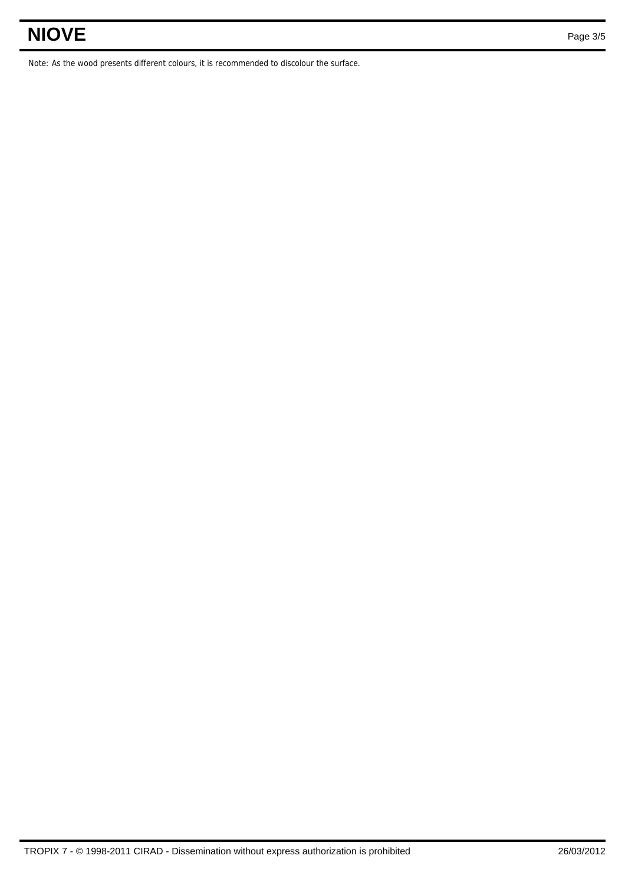Note: As the wood presents different colours, it is recommended to discolour the surface.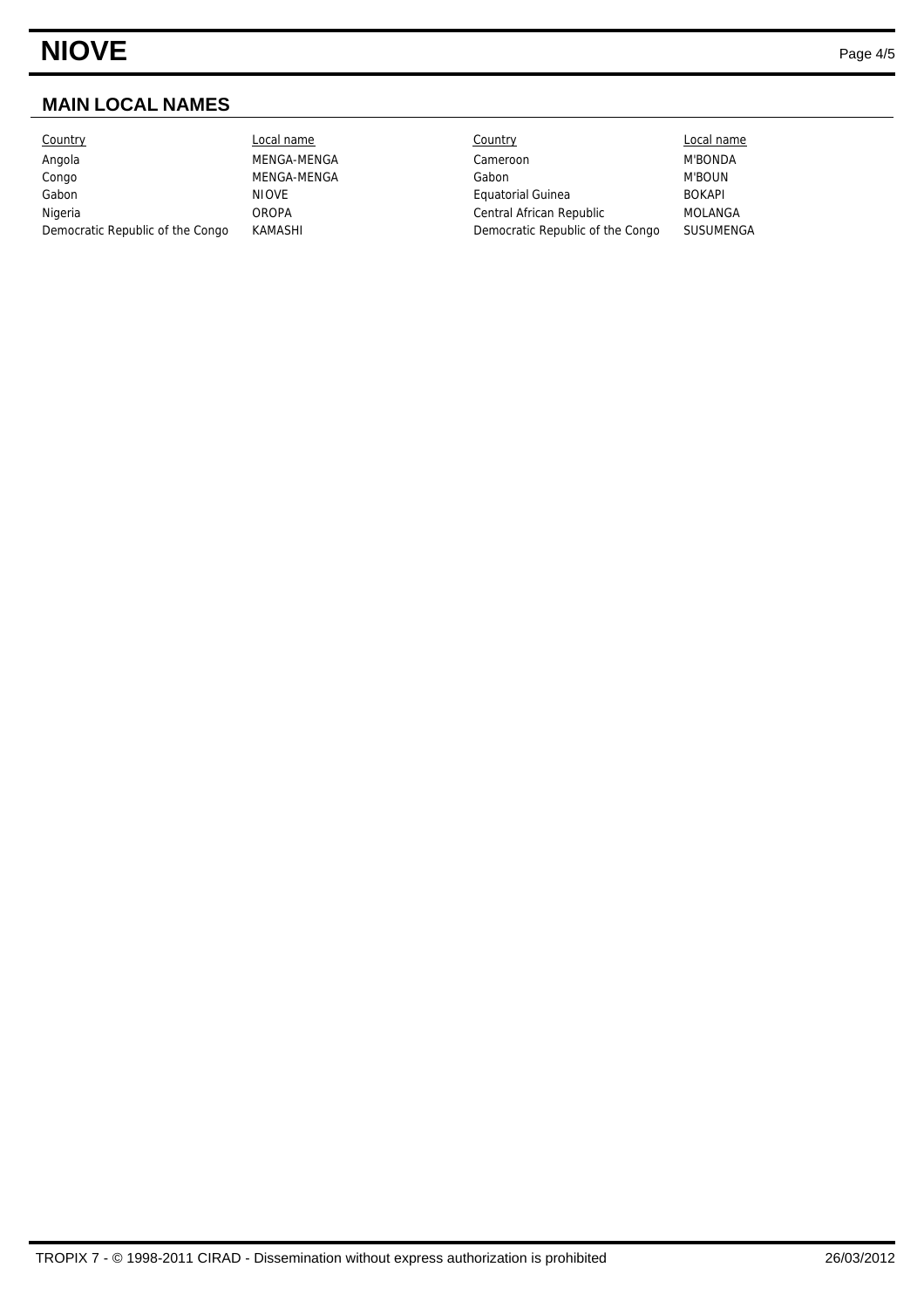## MAIN LOCAL NAMES

| Country | Local name | Country | Local name |
| --- | --- | --- | --- |
| Angola | MENGA-MENGA | Cameroon | M'BONDA |
| Congo | MENGA-MENGA | Gabon | M'BOUN |
| Gabon | NIOVE | Equatorial Guinea | BOKAPI |
| Nigeria | OROPA | Central African Republic | MOLANGA |
| Democratic Republic of the Congo | KAMASHI | Democratic Republic of the Congo | SUSUMENGA |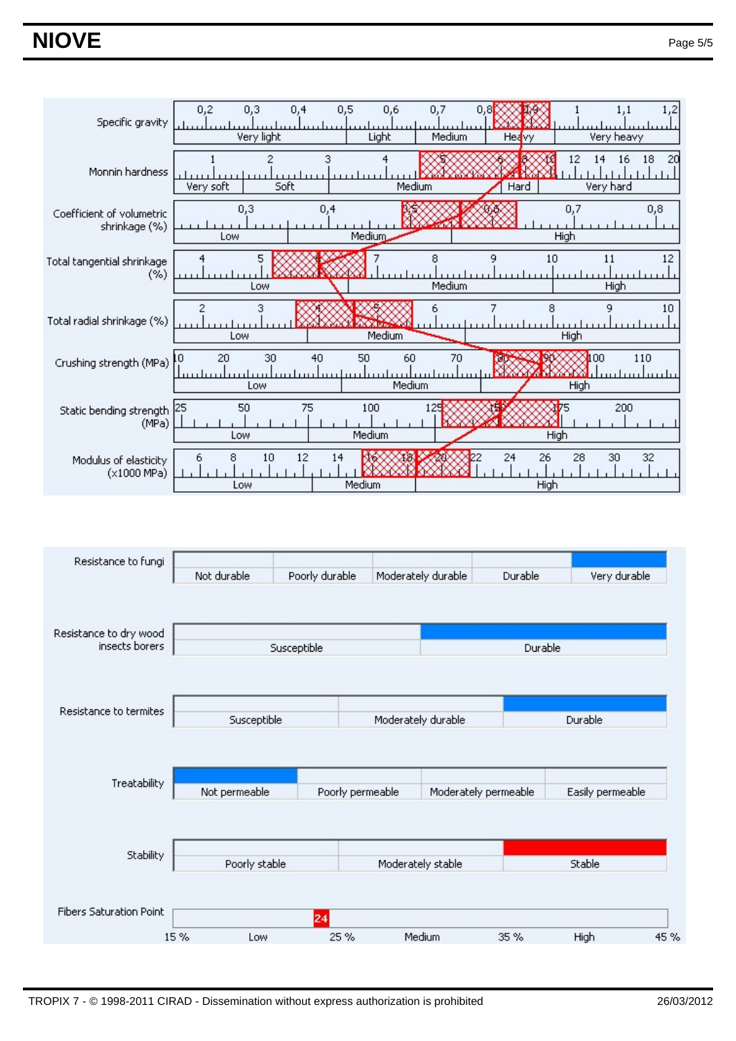# NIOVE

Specific gravity
0,2 0,3 0,4 0,5 0,6 0,7 0,8 0,9 1 1,1 1,2
Very light Light Medium Heavy Very heavy

Monnin hardness
1 2 3 4 5 6 8 10 12 14 16 18 20
Very soft Soft Medium Hard Very hard

Coefficient of volumetric shrinkage (%)
0,3 0,4 0,5 0,6 0,7 0,8
Low Medium High

Total tangential shrinkage (%)
4 5 6 7 8 9 10 11 12
Low Medium High

Total radial shrinkage (%)
2 3 4 5 6 7 8 9 10
Low Medium High

Crushing strength (MPa)
10 20 30 40 50 60 70 80 90 100 110
Low Medium High

Static bending strength (MPa)
25 50 75 100 125 150 175 200
Low Medium High

Modulus of elasticity (x1000 MPa)
6 8 10 12 14 16 18 20 22 24 26 28 30 32
Low Medium High

Resistance to fungi
Not durable Poorly durable Moderately durable Durable Very durable

Resistance to dry wood insects borers
Susceptible Durable

Resistance to termites
Susceptible Moderately durable Durable

Treatability
Not permeable Poorly permeable Moderately permeable Easily permeable

Stability
Poorly stable Moderately stable Stable

Fibers Saturation Point
24
15 % Low 25 % Medium 35 % High 45 %

TROPIX 7 - © 1998-2011 CIRAD - Dissemination without express authorization is prohibited

26/03/2012